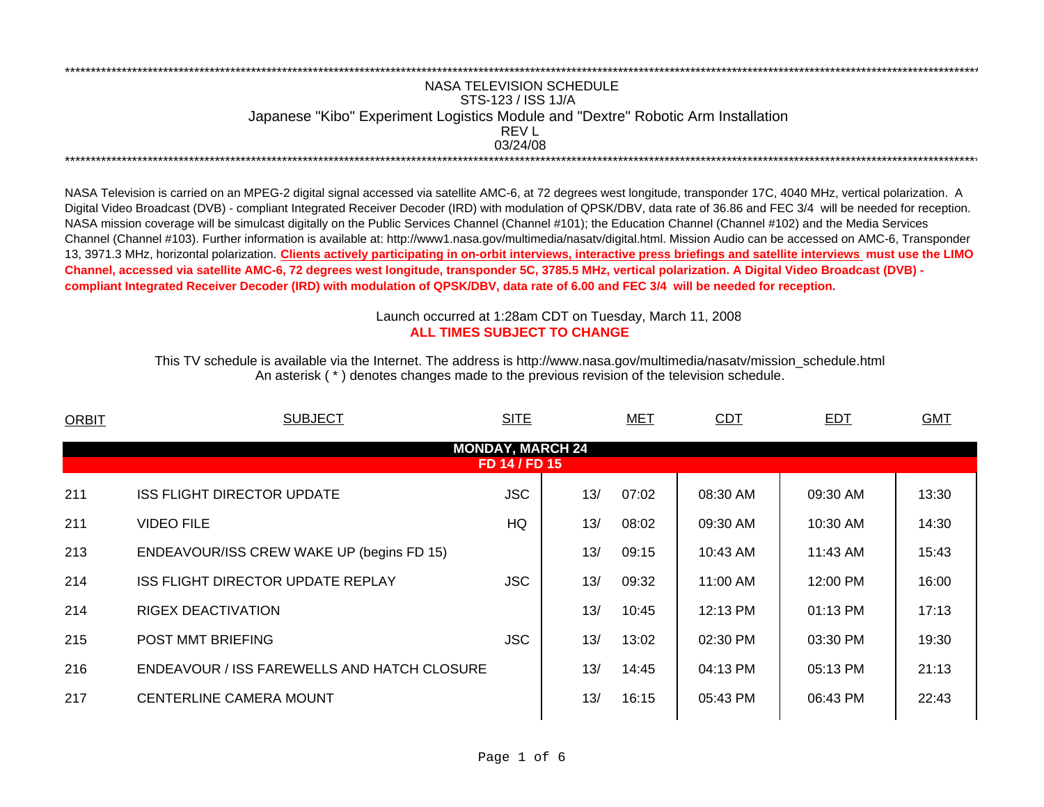*****************************************************************************************************************************************

# NASA TELEVISION SCHEDULE

STS-123 / ISS 1J/A

Japanese "Kibo" Experiment Logistics Module and "Dextre" Robotic Arm Installation

REV L

03/24/08

*****************************************************************************************************************************************

NASA Television is carried on an MPEG-2 digital signal accessed via satellite AMC-6, at 72 degrees west longitude, transponder 17C, 4040 MHz, vertical polarization. A Digital Video Broadcast (DVB) - compliant Integrated Receiver Decoder (IRD) with modulation of QPSK/DBV, data rate of 36.86 and FEC 3/4 will be needed for reception. NASA mission coverage will be simulcast digitally on the Public Services Channel (Channel #101); the Education Channel (Channel #102) and the Media Services Channel (Channel #103). Further information is available at: http://www1.nasa.gov/multimedia/nasatv/digital.html. Mission Audio can be accessed on AMC-6, Transponder 13, 3971.3 MHz, horizontal polarization. **Clients actively participating in on-orbit interviews, interactive press briefings and satellite interviews must use the LIMO Channel, accessed via satellite AMC-6, 72 degrees west longitude, transponder 5C, 3785.5 MHz, vertical polarization. A Digital Video Broadcast (DVB) - compliant Integrated Receiver Decoder (IRD) with modulation of QPSK/DBV, data rate of 6.00 and FEC 3/4 will be needed for reception.**

Launch occurred at 1:28am CDT on Tuesday, March 11, 2008

**ALL TIMES SUBJECT TO CHANGE**

This TV schedule is available via the Internet. The address is http://www.nasa.gov/multimedia/nasatv/mission_schedule.html

An asterisk ( * ) denotes changes made to the previous revision of the television schedule.

| ORBIT | SUBJECT | SITE | MET | | CDT | EDT | GMT |
|---|---|---|---|---|---|---|---|
| | **MONDAY, MARCH 24** | | | | | | |
| | **FD 14 / FD 15** | | | | | | |
| 211 | ISS FLIGHT DIRECTOR UPDATE | JSC | 13/ | 07:02 | 08:30 AM | 09:30 AM | 13:30 |
| 211 | VIDEO FILE | HQ | 13/ | 08:02 | 09:30 AM | 10:30 AM | 14:30 |
| 213 | ENDEAVOUR/ISS CREW WAKE UP (begins FD 15) | | 13/ | 09:15 | 10:43 AM | 11:43 AM | 15:43 |
| 214 | ISS FLIGHT DIRECTOR UPDATE REPLAY | JSC | 13/ | 09:32 | 11:00 AM | 12:00 PM | 16:00 |
| 214 | RIGEX DEACTIVATION | | 13/ | 10:45 | 12:13 PM | 01:13 PM | 17:13 |
| 215 | POST MMT BRIEFING | JSC | 13/ | 13:02 | 02:30 PM | 03:30 PM | 19:30 |
| 216 | ENDEAVOUR / ISS FAREWELLS AND HATCH CLOSURE | | 13/ | 14:45 | 04:13 PM | 05:13 PM | 21:13 |
| 217 | CENTERLINE CAMERA MOUNT | | 13/ | 16:15 | 05:43 PM | 06:43 PM | 22:43 |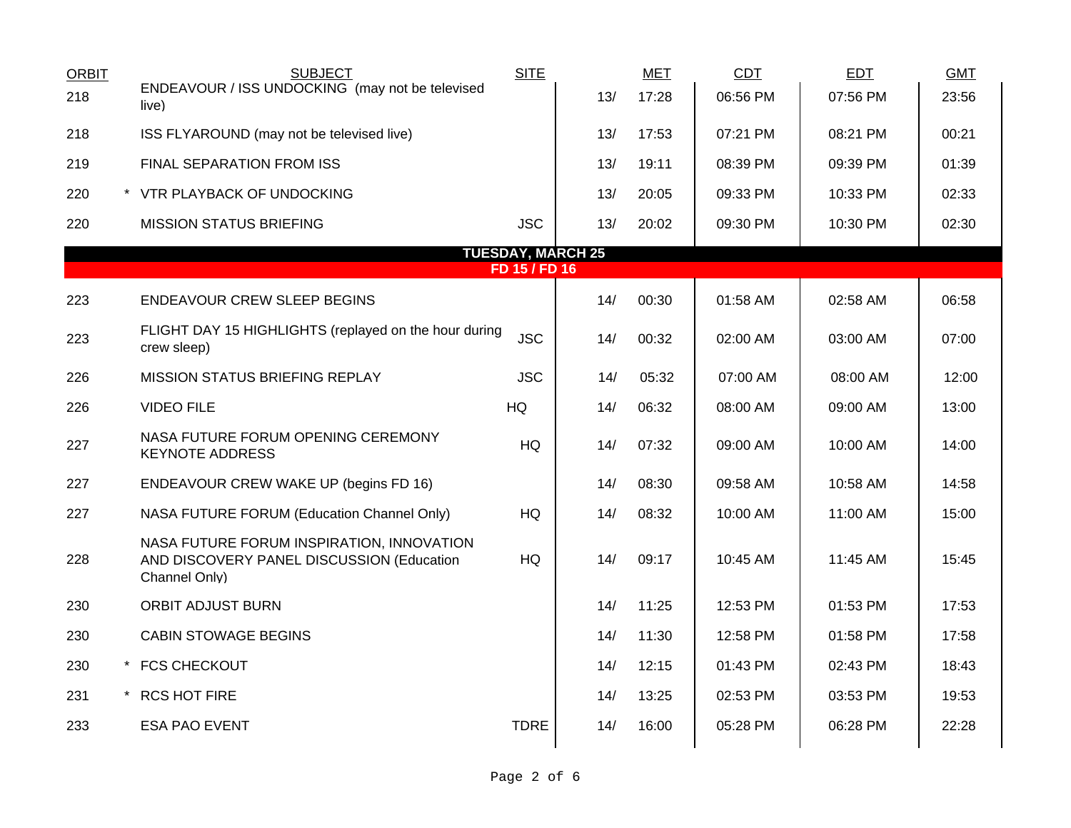| ORBIT | | SUBJECT | SITE | MET | | CDT | EDT | GMT |
|---|---|---|---|---|---|---|---|---|
| 218 | | ENDEAVOUR / ISS UNDOCKING (may not be televised live) | | 13/ | 17:28 | 06:56 PM | 07:56 PM | 23:56 |
| 218 | | ISS FLYAROUND (may not be televised live) | | 13/ | 17:53 | 07:21 PM | 08:21 PM | 00:21 |
| 219 | | FINAL SEPARATION FROM ISS | | 13/ | 19:11 | 08:39 PM | 09:39 PM | 01:39 |
| 220 | * | VTR PLAYBACK OF UNDOCKING | | 13/ | 20:05 | 09:33 PM | 10:33 PM | 02:33 |
| 220 | | MISSION STATUS BRIEFING | JSC | 13/ | 20:02 | 09:30 PM | 10:30 PM | 02:30 |
| | | **TUESDAY, MARCH 25** | | | | | | |
| | | **FD 15 / FD 16** | | | | | | |
| 223 | | ENDEAVOUR CREW SLEEP BEGINS | | 14/ | 00:30 | 01:58 AM | 02:58 AM | 06:58 |
| 223 | | FLIGHT DAY 15 HIGHLIGHTS (replayed on the hour during crew sleep) | JSC | 14/ | 00:32 | 02:00 AM | 03:00 AM | 07:00 |
| 226 | | MISSION STATUS BRIEFING REPLAY | JSC | 14/ | 05:32 | 07:00 AM | 08:00 AM | 12:00 |
| 226 | | VIDEO FILE | HQ | 14/ | 06:32 | 08:00 AM | 09:00 AM | 13:00 |
| 227 | | NASA FUTURE FORUM OPENING CEREMONY KEYNOTE ADDRESS | HQ | 14/ | 07:32 | 09:00 AM | 10:00 AM | 14:00 |
| 227 | | ENDEAVOUR CREW WAKE UP (begins FD 16) | | 14/ | 08:30 | 09:58 AM | 10:58 AM | 14:58 |
| 227 | | NASA FUTURE FORUM (Education Channel Only) | HQ | 14/ | 08:32 | 10:00 AM | 11:00 AM | 15:00 |
| 228 | | NASA FUTURE FORUM INSPIRATION, INNOVATION AND DISCOVERY PANEL DISCUSSION (Education Channel Only) | HQ | 14/ | 09:17 | 10:45 AM | 11:45 AM | 15:45 |
| 230 | | ORBIT ADJUST BURN | | 14/ | 11:25 | 12:53 PM | 01:53 PM | 17:53 |
| 230 | | CABIN STOWAGE BEGINS | | 14/ | 11:30 | 12:58 PM | 01:58 PM | 17:58 |
| 230 | * | FCS CHECKOUT | | 14/ | 12:15 | 01:43 PM | 02:43 PM | 18:43 |
| 231 | * | RCS HOT FIRE | | 14/ | 13:25 | 02:53 PM | 03:53 PM | 19:53 |
| 233 | | ESA PAO EVENT | TDRE | 14/ | 16:00 | 05:28 PM | 06:28 PM | 22:28 |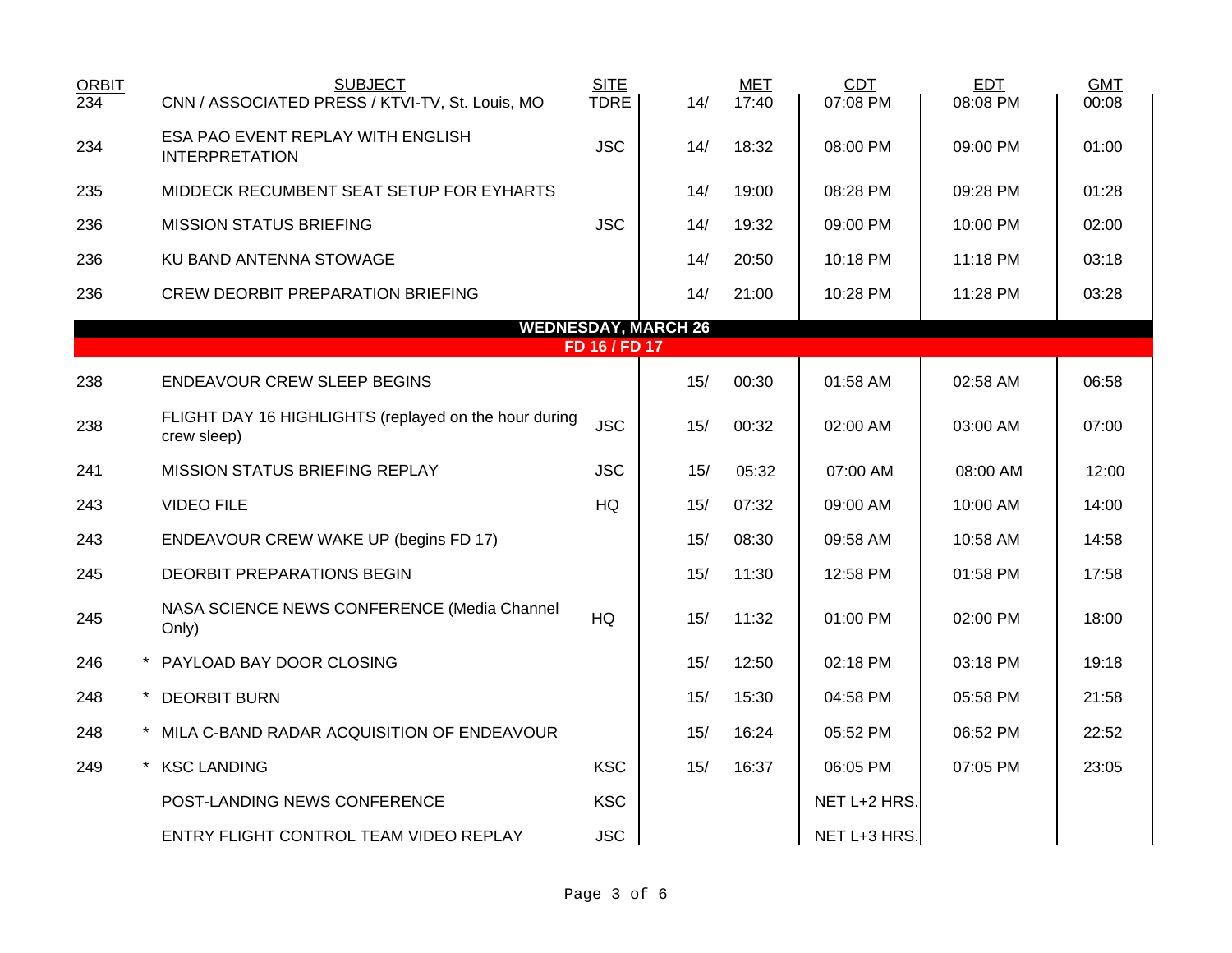| ORBIT | SUBJECT | SITE | | MET | CDT | EDT | GMT |
|---|---|---|---|---|---|---|---|
| 234 | CNN / ASSOCIATED PRESS / KTVI-TV, St. Louis, MO | TDRE | 14/ | 17:40 | 07:08 PM | 08:08 PM | 00:08 |
| 234 | ESA PAO EVENT REPLAY WITH ENGLISH INTERPRETATION | JSC | 14/ | 18:32 | 08:00 PM | 09:00 PM | 01:00 |
| 235 | MIDDECK RECUMBENT SEAT SETUP FOR EYHARTS | | 14/ | 19:00 | 08:28 PM | 09:28 PM | 01:28 |
| 236 | MISSION STATUS BRIEFING | JSC | 14/ | 19:32 | 09:00 PM | 10:00 PM | 02:00 |
| 236 | KU BAND ANTENNA STOWAGE | | 14/ | 20:50 | 10:18 PM | 11:18 PM | 03:18 |
| 236 | CREW DEORBIT PREPARATION BRIEFING | | 14/ | 21:00 | 10:28 PM | 11:28 PM | 03:28 |
| | **WEDNESDAY, MARCH 26** | | | | | | |
| | **FD 16 / FD 17** | | | | | | |
| 238 | ENDEAVOUR CREW SLEEP BEGINS | | 15/ | 00:30 | 01:58 AM | 02:58 AM | 06:58 |
| 238 | FLIGHT DAY 16 HIGHLIGHTS (replayed on the hour during crew sleep) | JSC | 15/ | 00:32 | 02:00 AM | 03:00 AM | 07:00 |
| 241 | MISSION STATUS BRIEFING REPLAY | JSC | 15/ | 05:32 | 07:00 AM | 08:00 AM | 12:00 |
| 243 | VIDEO FILE | HQ | 15/ | 07:32 | 09:00 AM | 10:00 AM | 14:00 |
| 243 | ENDEAVOUR CREW WAKE UP (begins FD 17) | | 15/ | 08:30 | 09:58 AM | 10:58 AM | 14:58 |
| 245 | DEORBIT PREPARATIONS BEGIN | | 15/ | 11:30 | 12:58 PM | 01:58 PM | 17:58 |
| 245 | NASA SCIENCE NEWS CONFERENCE (Media Channel Only) | HQ | 15/ | 11:32 | 01:00 PM | 02:00 PM | 18:00 |
| 246 | * PAYLOAD BAY DOOR CLOSING | | 15/ | 12:50 | 02:18 PM | 03:18 PM | 19:18 |
| 248 | * DEORBIT BURN | | 15/ | 15:30 | 04:58 PM | 05:58 PM | 21:58 |
| 248 | * MILA C-BAND RADAR ACQUISITION OF ENDEAVOUR | | 15/ | 16:24 | 05:52 PM | 06:52 PM | 22:52 |
| 249 | * KSC LANDING | KSC | 15/ | 16:37 | 06:05 PM | 07:05 PM | 23:05 |
| | POST-LANDING NEWS CONFERENCE | KSC | | | NET L+2 HRS. | | |
| | ENTRY FLIGHT CONTROL TEAM VIDEO REPLAY | JSC | | | NET L+3 HRS. | | |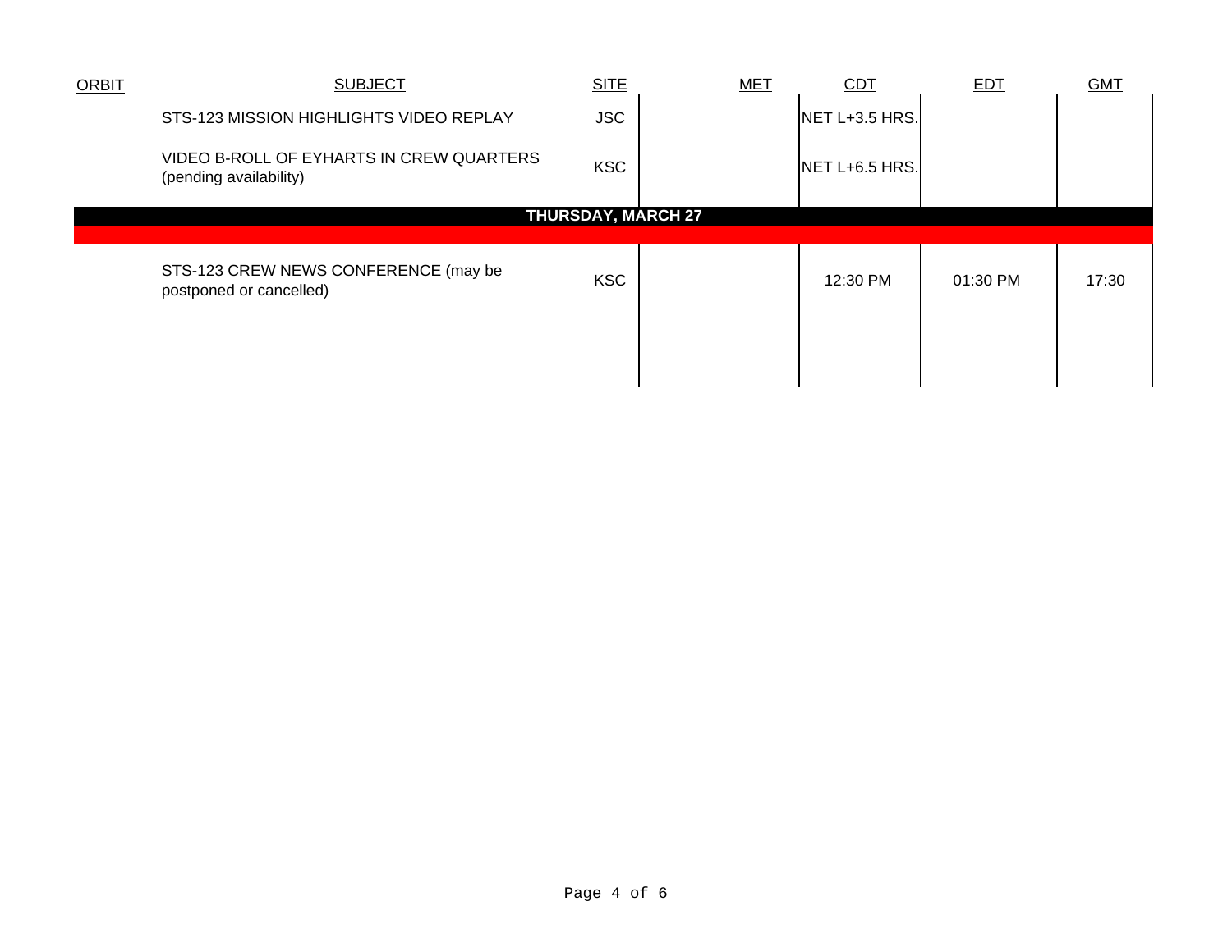| ORBIT | SUBJECT | SITE | MET | CDT | EDT | GMT |
|---|---|---|---|---|---|---|
| | STS-123 MISSION HIGHLIGHTS VIDEO REPLAY | JSC | | NET L+3.5 HRS. | | |
| | VIDEO B-ROLL OF EYHARTS IN CREW QUARTERS (pending availability) | KSC | | NET L+6.5 HRS. | | |
| | **THURSDAY, MARCH 27** | | | | | |
| | STS-123 CREW NEWS CONFERENCE (may be postponed or cancelled) | KSC | | 12:30 PM | 01:30 PM | 17:30 |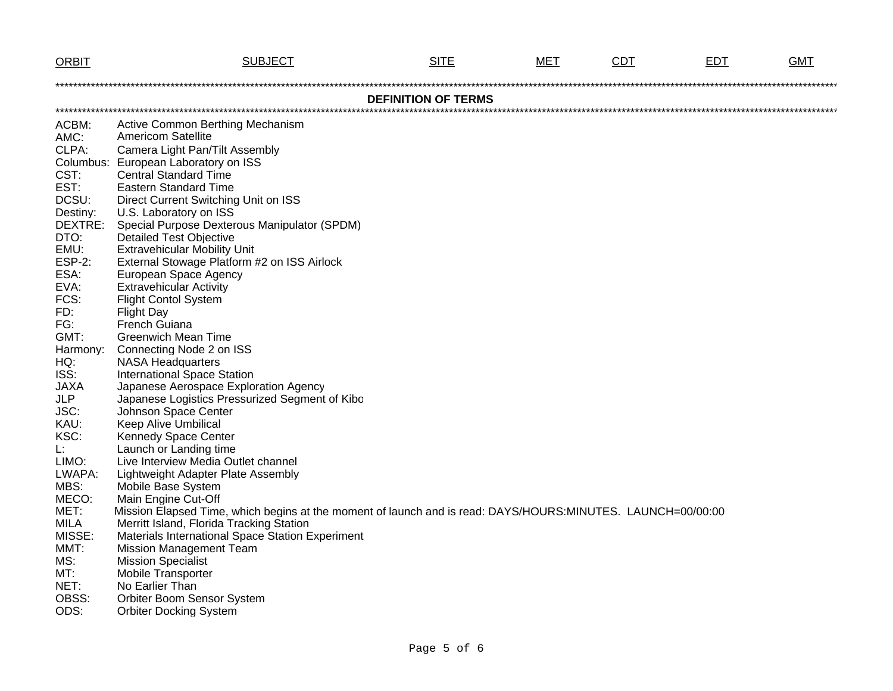| ORBIT | SUBJECT | SITE | MET | CDT | EDT | GMT |
|---|---|---|---|---|---|---|

## DEFINITION OF TERMS

ACBM: Active Common Berthing Mechanism
AMC: Americom Satellite
CLPA: Camera Light Pan/Tilt Assembly
Columbus: European Laboratory on ISS
CST: Central Standard Time
EST: Eastern Standard Time
DCSU: Direct Current Switching Unit on ISS
Destiny: U.S. Laboratory on ISS
DEXTRE: Special Purpose Dexterous Manipulator (SPDM)
DTO: Detailed Test Objective
EMU: Extravehicular Mobility Unit
ESP-2: External Stowage Platform #2 on ISS Airlock
ESA: European Space Agency
EVA: Extravehicular Activity
FCS: Flight Contol System
FD: Flight Day
FG: French Guiana
GMT: Greenwich Mean Time
Harmony: Connecting Node 2 on ISS
HQ: NASA Headquarters
ISS: International Space Station
JAXA Japanese Aerospace Exploration Agency
JLP Japanese Logistics Pressurized Segment of Kibo
JSC: Johnson Space Center
KAU: Keep Alive Umbilical
KSC: Kennedy Space Center
L: Launch or Landing time
LIMO: Live Interview Media Outlet channel
LWAPA: Lightweight Adapter Plate Assembly
MBS: Mobile Base System
MECO: Main Engine Cut-Off
MET: Mission Elapsed Time, which begins at the moment of launch and is read: DAYS/HOURS:MINUTES. LAUNCH=00/00:00
MILA Merritt Island, Florida Tracking Station
MISSE: Materials International Space Station Experiment
MMT: Mission Management Team
MS: Mission Specialist
MT: Mobile Transporter
NET: No Earlier Than
OBSS: Orbiter Boom Sensor System
ODS: Orbiter Docking System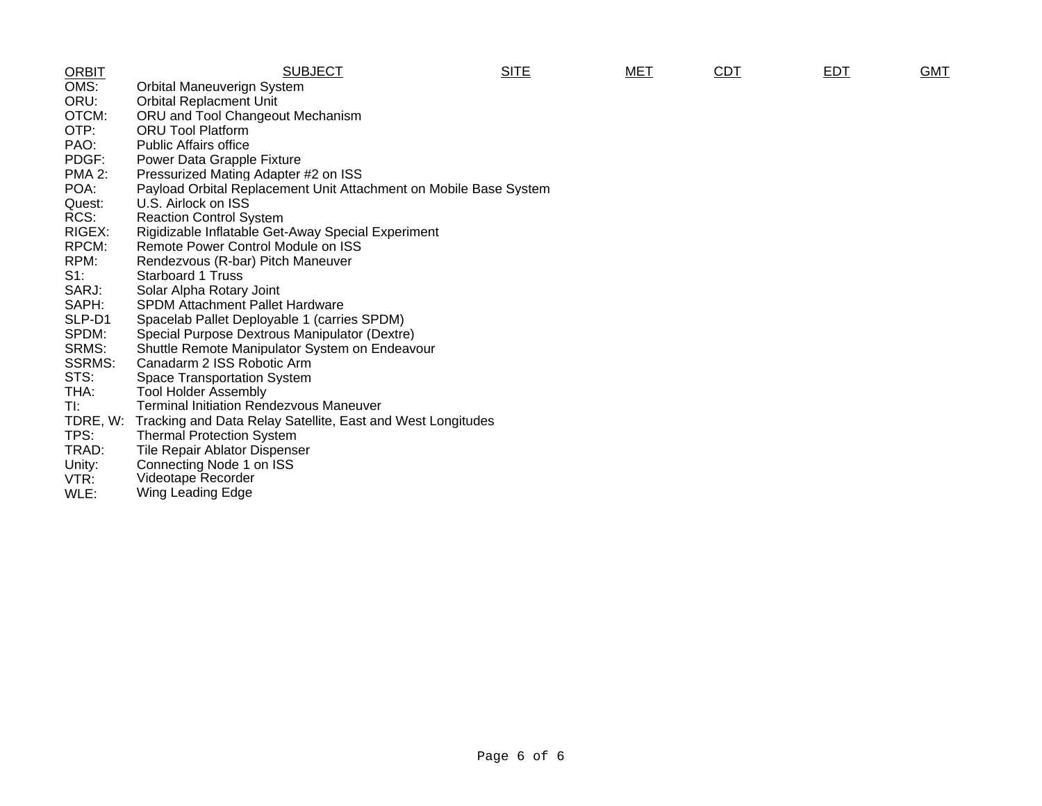| ORBIT | SUBJECT | SITE | MET | CDT | EDT | GMT |
|---|---|---|---|---|---|---|
| OMS: | Orbital Maneuverign System | | | | | |
| ORU: | Orbital Replacment Unit | | | | | |
| OTCM: | ORU and Tool Changeout Mechanism | | | | | |
| OTP: | ORU Tool Platform | | | | | |
| PAO: | Public Affairs office | | | | | |
| PDGF: | Power Data Grapple Fixture | | | | | |
| PMA 2: | Pressurized Mating Adapter #2 on ISS | | | | | |
| POA: | Payload Orbital Replacement Unit Attachment on Mobile Base System | | | | | |
| Quest: | U.S. Airlock on ISS | | | | | |
| RCS: | Reaction Control System | | | | | |
| RIGEX: | Rigidizable Inflatable Get-Away Special Experiment | | | | | |
| RPCM: | Remote Power Control Module on ISS | | | | | |
| RPM: | Rendezvous (R-bar) Pitch Maneuver | | | | | |
| S1: | Starboard 1 Truss | | | | | |
| SARJ: | Solar Alpha Rotary Joint | | | | | |
| SAPH: | SPDM Attachment Pallet Hardware | | | | | |
| SLP-D1 | Spacelab Pallet Deployable 1 (carries SPDM) | | | | | |
| SPDM: | Special Purpose Dextrous Manipulator (Dextre) | | | | | |
| SRMS: | Shuttle Remote Manipulator System on Endeavour | | | | | |
| SSRMS: | Canadarm 2 ISS Robotic Arm | | | | | |
| STS: | Space Transportation System | | | | | |
| THA: | Tool Holder Assembly | | | | | |
| TI: | Terminal Initiation Rendezvous Maneuver | | | | | |
| TDRE, W: | Tracking and Data Relay Satellite, East and West Longitudes | | | | | |
| TPS: | Thermal Protection System | | | | | |
| TRAD: | Tile Repair Ablator Dispenser | | | | | |
| Unity: | Connecting Node 1 on ISS | | | | | |
| VTR: | Videotape Recorder | | | | | |
| WLE: | Wing Leading Edge | | | | | |